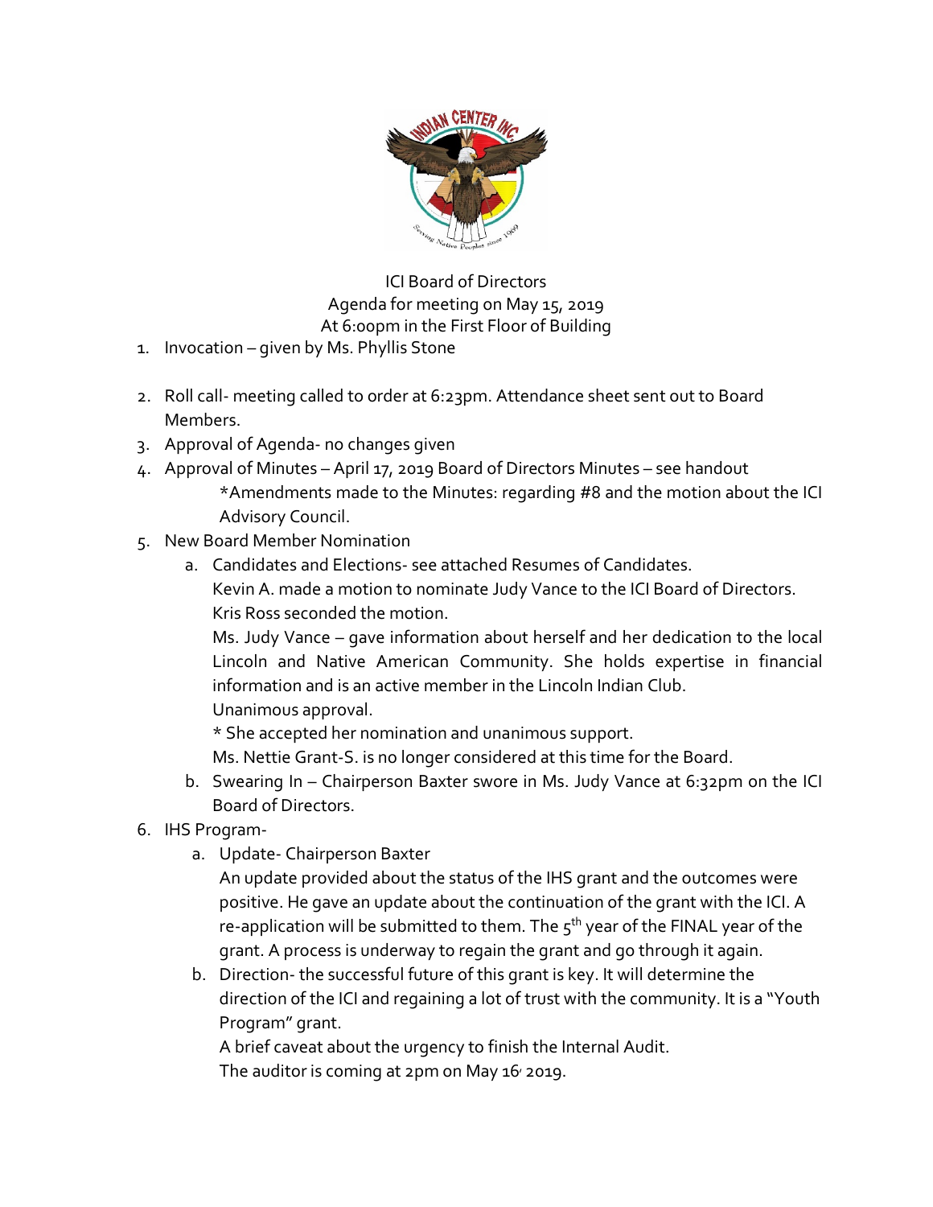ICI Board of Directors
Agenda for meeting on May 15, 2019
At 6:00pm in the First Floor of Building

1. Invocation – given by Ms. Phyllis Stone

2. Roll call- meeting called to order at 6:23pm. Attendance sheet sent out to Board Members.
3. Approval of Agenda- no changes given
4. Approval of Minutes – April 17, 2019 Board of Directors Minutes – see handout
   *Amendments made to the Minutes: regarding #8 and the motion about the ICI Advisory Council.
5. New Board Member Nomination
   a. Candidates and Elections- see attached Resumes of Candidates.
      Kevin A. made a motion to nominate Judy Vance to the ICI Board of Directors. Kris Ross seconded the motion.
      Ms. Judy Vance – gave information about herself and her dedication to the local Lincoln and Native American Community. She holds expertise in financial information and is an active member in the Lincoln Indian Club.
      Unanimous approval.
      * She accepted her nomination and unanimous support.
      Ms. Nettie Grant-S. is no longer considered at this time for the Board.
   b. Swearing In – Chairperson Baxter swore in Ms. Judy Vance at 6:32pm on the ICI Board of Directors.
6. IHS Program-
   a. Update- Chairperson Baxter
      An update provided about the status of the IHS grant and the outcomes were positive. He gave an update about the continuation of the grant with the ICI. A re-application will be submitted to them. The 5th year of the FINAL year of the grant. A process is underway to regain the grant and go through it again.
   b. Direction- the successful future of this grant is key. It will determine the direction of the ICI and regaining a lot of trust with the community. It is a "Youth Program" grant.
      A brief caveat about the urgency to finish the Internal Audit.
      The auditor is coming at 2pm on May 16, 2019.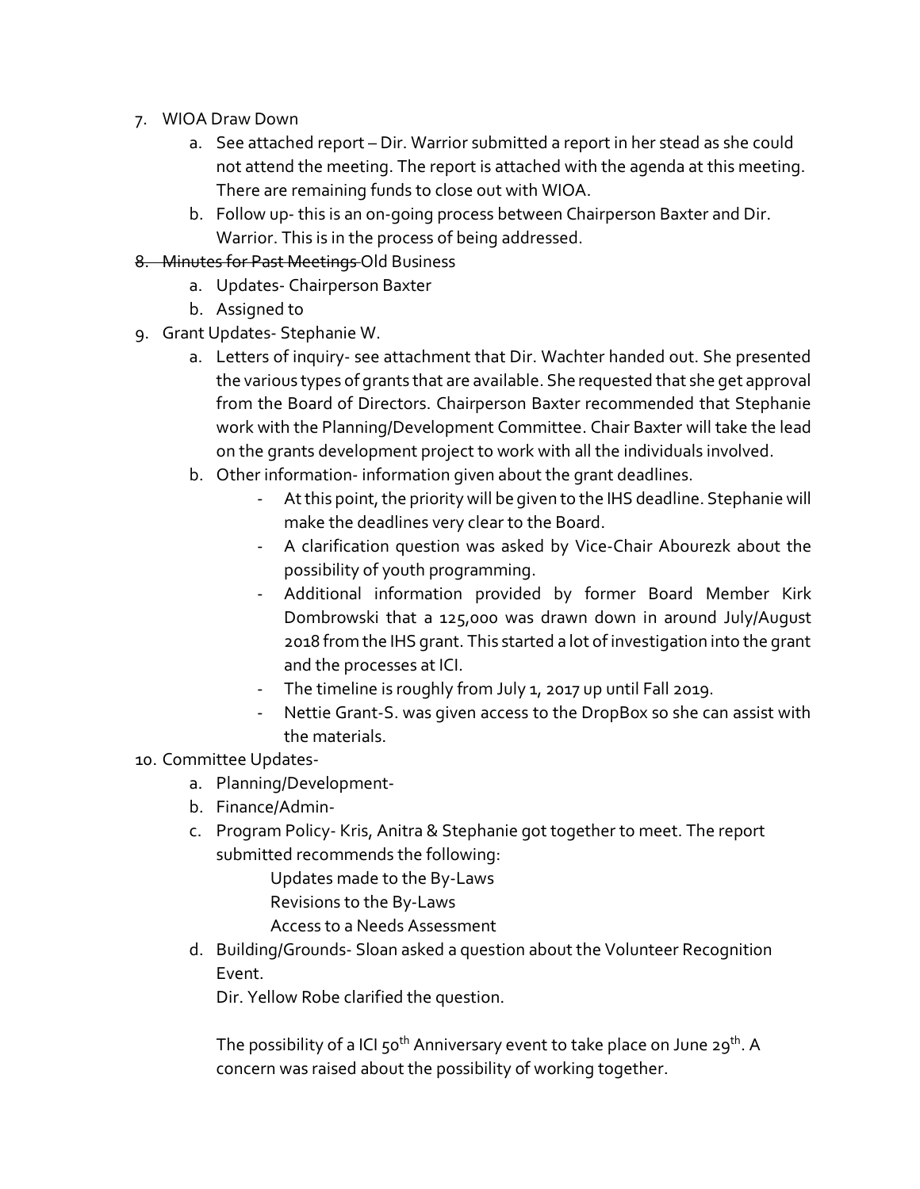7. WIOA Draw Down
    a. See attached report – Dir. Warrior submitted a report in her stead as she could not attend the meeting. The report is attached with the agenda at this meeting. There are remaining funds to close out with WIOA.
    b. Follow up- this is an on-going process between Chairperson Baxter and Dir. Warrior. This is in the process of being addressed.
8. ~~Minutes for Past Meetings~~ Old Business
    a. Updates- Chairperson Baxter
    b. Assigned to
9. Grant Updates- Stephanie W.
    a. Letters of inquiry- see attachment that Dir. Wachter handed out. She presented the various types of grants that are available. She requested that she get approval from the Board of Directors. Chairperson Baxter recommended that Stephanie work with the Planning/Development Committee. Chair Baxter will take the lead on the grants development project to work with all the individuals involved.
    b. Other information- information given about the grant deadlines.
        - At this point, the priority will be given to the IHS deadline. Stephanie will make the deadlines very clear to the Board.
        - A clarification question was asked by Vice-Chair Abourezk about the possibility of youth programming.
        - Additional information provided by former Board Member Kirk Dombrowski that a 125,000 was drawn down in around July/August 2018 from the IHS grant. This started a lot of investigation into the grant and the processes at ICI.
        - The timeline is roughly from July 1, 2017 up until Fall 2019.
        - Nettie Grant-S. was given access to the DropBox so she can assist with the materials.
10. Committee Updates-
    a. Planning/Development-
    b. Finance/Admin-
    c. Program Policy- Kris, Anitra & Stephanie got together to meet. The report submitted recommends the following:

        Updates made to the By-Laws
        Revisions to the By-Laws
        Access to a Needs Assessment

    d. Building/Grounds- Sloan asked a question about the Volunteer Recognition Event.

        Dir. Yellow Robe clarified the question.

        The possibility of a ICI 50th Anniversary event to take place on June 29th. A concern was raised about the possibility of working together.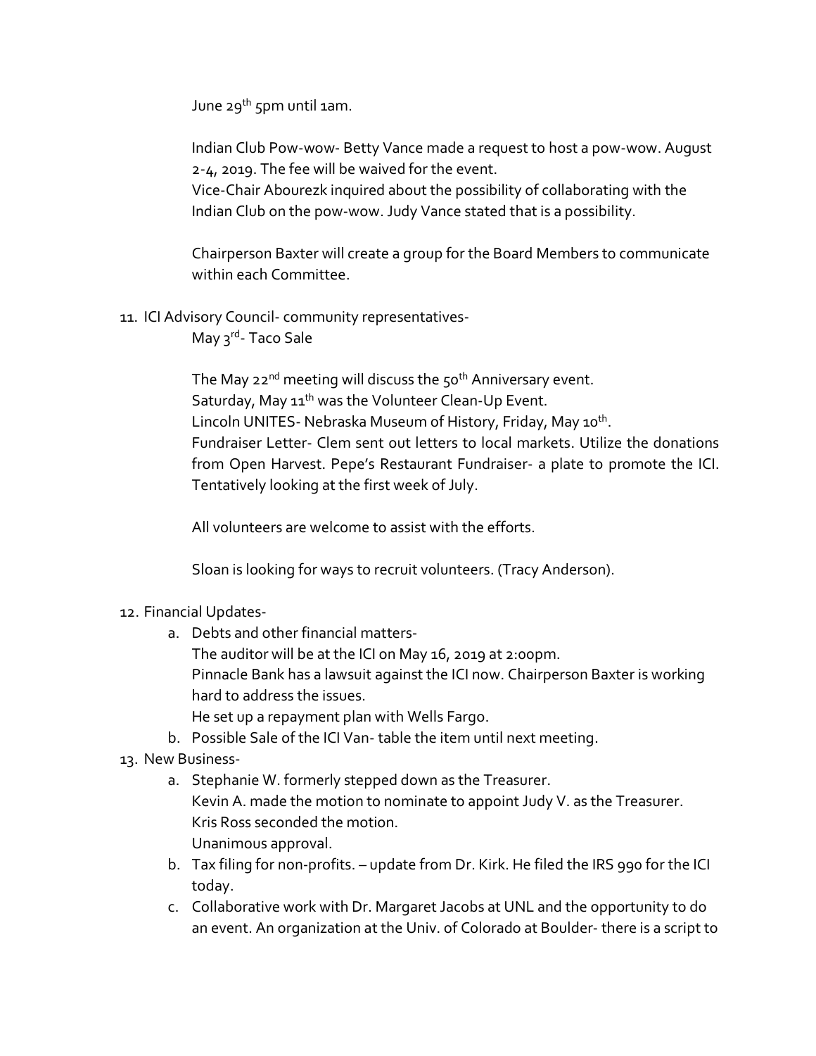June 29th 5pm until 1am.

Indian Club Pow-wow- Betty Vance made a request to host a pow-wow. August 2-4, 2019. The fee will be waived for the event.
Vice-Chair Abourezk inquired about the possibility of collaborating with the Indian Club on the pow-wow. Judy Vance stated that is a possibility.

Chairperson Baxter will create a group for the Board Members to communicate within each Committee.

11. ICI Advisory Council- community representatives-
    May 3rd- Taco Sale

    The May 22nd meeting will discuss the 50th Anniversary event.
    Saturday, May 11th was the Volunteer Clean-Up Event.
    Lincoln UNITES- Nebraska Museum of History, Friday, May 10th.
    Fundraiser Letter- Clem sent out letters to local markets. Utilize the donations from Open Harvest. Pepe's Restaurant Fundraiser- a plate to promote the ICI. Tentatively looking at the first week of July.

    All volunteers are welcome to assist with the efforts.

    Sloan is looking for ways to recruit volunteers. (Tracy Anderson).

12. Financial Updates-
    a. Debts and other financial matters-
       The auditor will be at the ICI on May 16, 2019 at 2:00pm.
       Pinnacle Bank has a lawsuit against the ICI now. Chairperson Baxter is working hard to address the issues.
       He set up a repayment plan with Wells Fargo.
    b. Possible Sale of the ICI Van- table the item until next meeting.
13. New Business-
    a. Stephanie W. formerly stepped down as the Treasurer.
       Kevin A. made the motion to nominate to appoint Judy V. as the Treasurer.
       Kris Ross seconded the motion.
       Unanimous approval.
    b. Tax filing for non-profits. – update from Dr. Kirk. He filed the IRS 990 for the ICI today.
    c. Collaborative work with Dr. Margaret Jacobs at UNL and the opportunity to do an event. An organization at the Univ. of Colorado at Boulder- there is a script to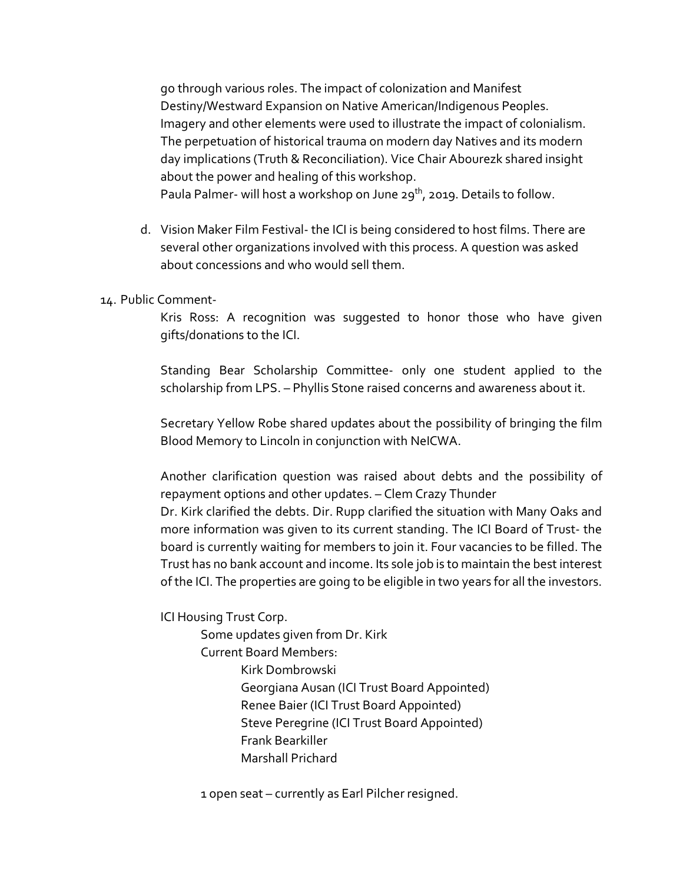go through various roles. The impact of colonization and Manifest Destiny/Westward Expansion on Native American/Indigenous Peoples. Imagery and other elements were used to illustrate the impact of colonialism. The perpetuation of historical trauma on modern day Natives and its modern day implications (Truth & Reconciliation). Vice Chair Abourezk shared insight about the power and healing of this workshop.
Paula Palmer- will host a workshop on June 29th, 2019. Details to follow.

d. Vision Maker Film Festival- the ICI is being considered to host films. There are several other organizations involved with this process. A question was asked about concessions and who would sell them.

14. Public Comment-

Kris Ross: A recognition was suggested to honor those who have given gifts/donations to the ICI.

Standing Bear Scholarship Committee- only one student applied to the scholarship from LPS. – Phyllis Stone raised concerns and awareness about it.

Secretary Yellow Robe shared updates about the possibility of bringing the film Blood Memory to Lincoln in conjunction with NeICWA.

Another clarification question was raised about debts and the possibility of repayment options and other updates. – Clem Crazy Thunder
Dr. Kirk clarified the debts. Dir. Rupp clarified the situation with Many Oaks and more information was given to its current standing. The ICI Board of Trust- the board is currently waiting for members to join it. Four vacancies to be filled. The Trust has no bank account and income. Its sole job is to maintain the best interest of the ICI. The properties are going to be eligible in two years for all the investors.

ICI Housing Trust Corp.

Some updates given from Dr. Kirk
Current Board Members:

Kirk Dombrowski
Georgiana Ausan (ICI Trust Board Appointed)
Renee Baier (ICI Trust Board Appointed)
Steve Peregrine (ICI Trust Board Appointed)
Frank Bearkiller
Marshall Prichard

1 open seat – currently as Earl Pilcher resigned.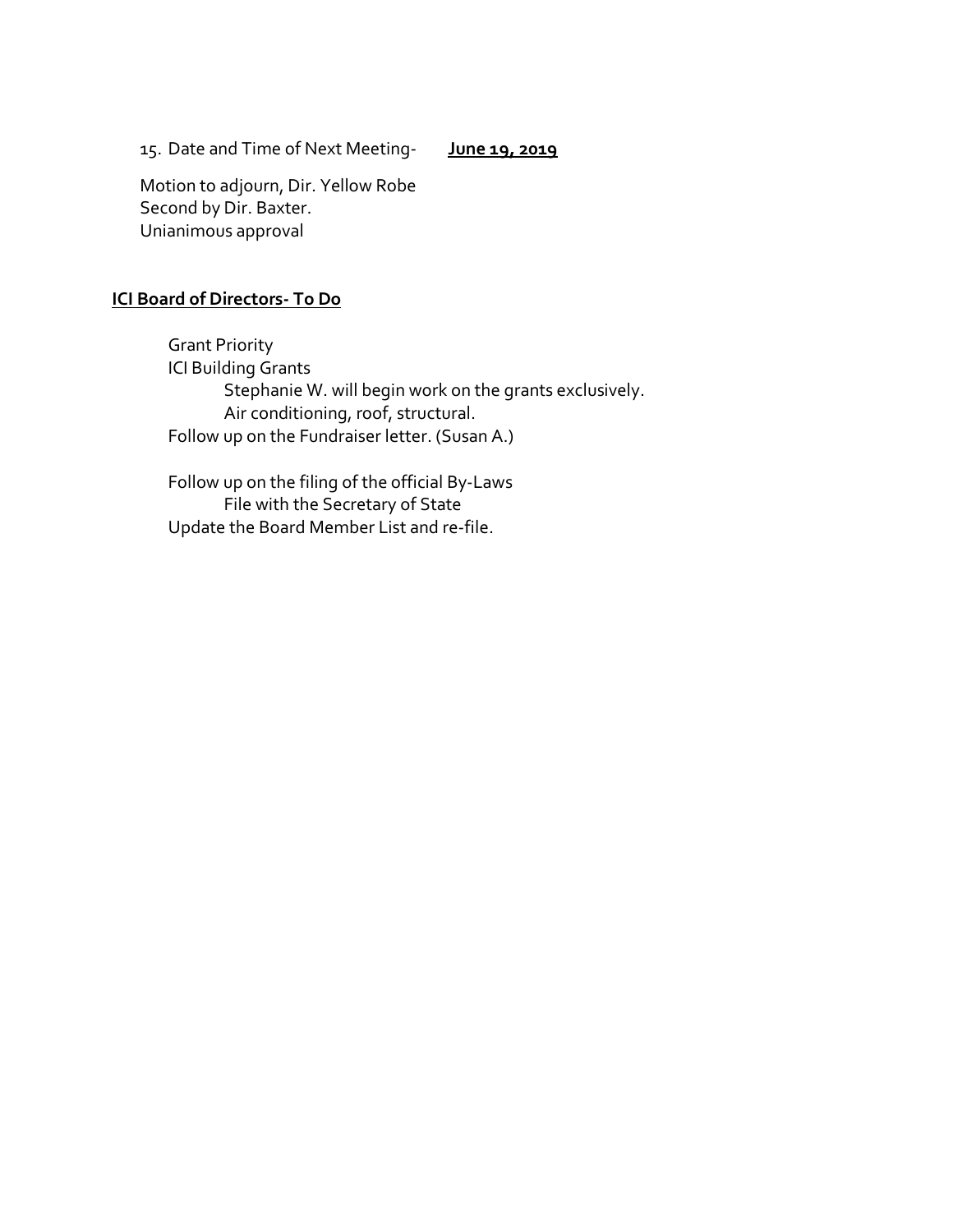15. Date and Time of Next Meeting- **June 19, 2019**

Motion to adjourn, Dir. Yellow Robe
Second by Dir. Baxter.
Unianimous approval

**ICI Board of Directors- To Do**

Grant Priority
ICI Building Grants
 Stephanie W. will begin work on the grants exclusively.
 Air conditioning, roof, structural.
Follow up on the Fundraiser letter. (Susan A.)

Follow up on the filing of the official By-Laws
 File with the Secretary of State
Update the Board Member List and re-file.